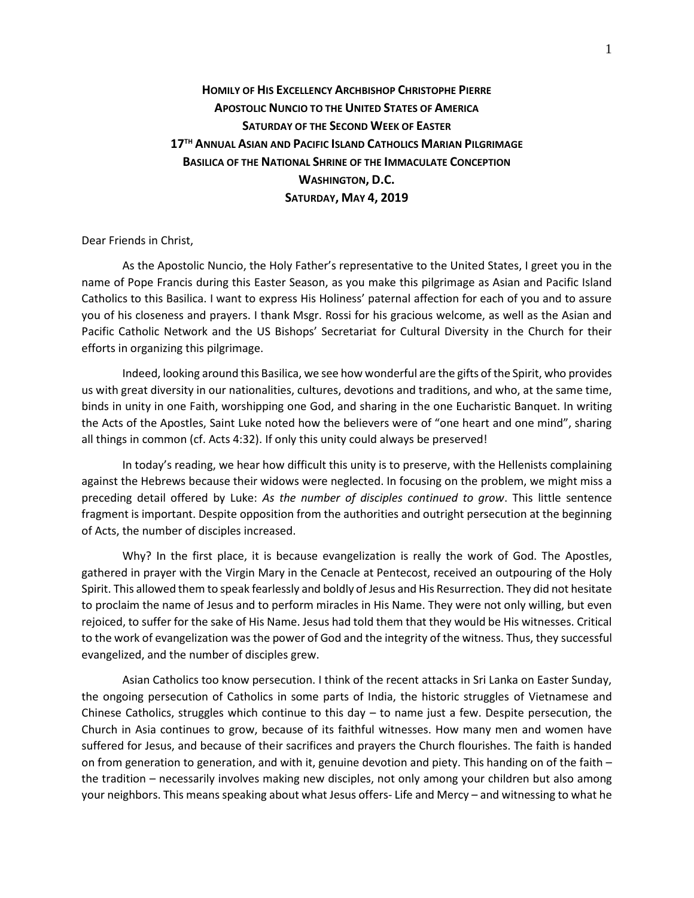**HOMILY OF HIS EXCELLENCY ARCHBISHOP CHRISTOPHE PIERRE**
**APOSTOLIC NUNCIO TO THE UNITED STATES OF AMERICA**
**SATURDAY OF THE SECOND WEEK OF EASTER**
**17TH ANNUAL ASIAN AND PACIFIC ISLAND CATHOLICS MARIAN PILGRIMAGE**
**BASILICA OF THE NATIONAL SHRINE OF THE IMMACULATE CONCEPTION**
**WASHINGTON, D.C.**
**SATURDAY, MAY 4, 2019**

Dear Friends in Christ,

As the Apostolic Nuncio, the Holy Father's representative to the United States, I greet you in the name of Pope Francis during this Easter Season, as you make this pilgrimage as Asian and Pacific Island Catholics to this Basilica. I want to express His Holiness' paternal affection for each of you and to assure you of his closeness and prayers. I thank Msgr. Rossi for his gracious welcome, as well as the Asian and Pacific Catholic Network and the US Bishops' Secretariat for Cultural Diversity in the Church for their efforts in organizing this pilgrimage.

Indeed, looking around this Basilica, we see how wonderful are the gifts of the Spirit, who provides us with great diversity in our nationalities, cultures, devotions and traditions, and who, at the same time, binds in unity in one Faith, worshipping one God, and sharing in the one Eucharistic Banquet. In writing the Acts of the Apostles, Saint Luke noted how the believers were of "one heart and one mind", sharing all things in common (cf. Acts 4:32). If only this unity could always be preserved!

In today's reading, we hear how difficult this unity is to preserve, with the Hellenists complaining against the Hebrews because their widows were neglected. In focusing on the problem, we might miss a preceding detail offered by Luke: *As the number of disciples continued to grow*. This little sentence fragment is important. Despite opposition from the authorities and outright persecution at the beginning of Acts, the number of disciples increased.

Why? In the first place, it is because evangelization is really the work of God. The Apostles, gathered in prayer with the Virgin Mary in the Cenacle at Pentecost, received an outpouring of the Holy Spirit. This allowed them to speak fearlessly and boldly of Jesus and His Resurrection. They did not hesitate to proclaim the name of Jesus and to perform miracles in His Name. They were not only willing, but even rejoiced, to suffer for the sake of His Name. Jesus had told them that they would be His witnesses. Critical to the work of evangelization was the power of God and the integrity of the witness. Thus, they successful evangelized, and the number of disciples grew.

Asian Catholics too know persecution. I think of the recent attacks in Sri Lanka on Easter Sunday, the ongoing persecution of Catholics in some parts of India, the historic struggles of Vietnamese and Chinese Catholics, struggles which continue to this day – to name just a few. Despite persecution, the Church in Asia continues to grow, because of its faithful witnesses. How many men and women have suffered for Jesus, and because of their sacrifices and prayers the Church flourishes. The faith is handed on from generation to generation, and with it, genuine devotion and piety. This handing on of the faith – the tradition – necessarily involves making new disciples, not only among your children but also among your neighbors. This means speaking about what Jesus offers- Life and Mercy – and witnessing to what he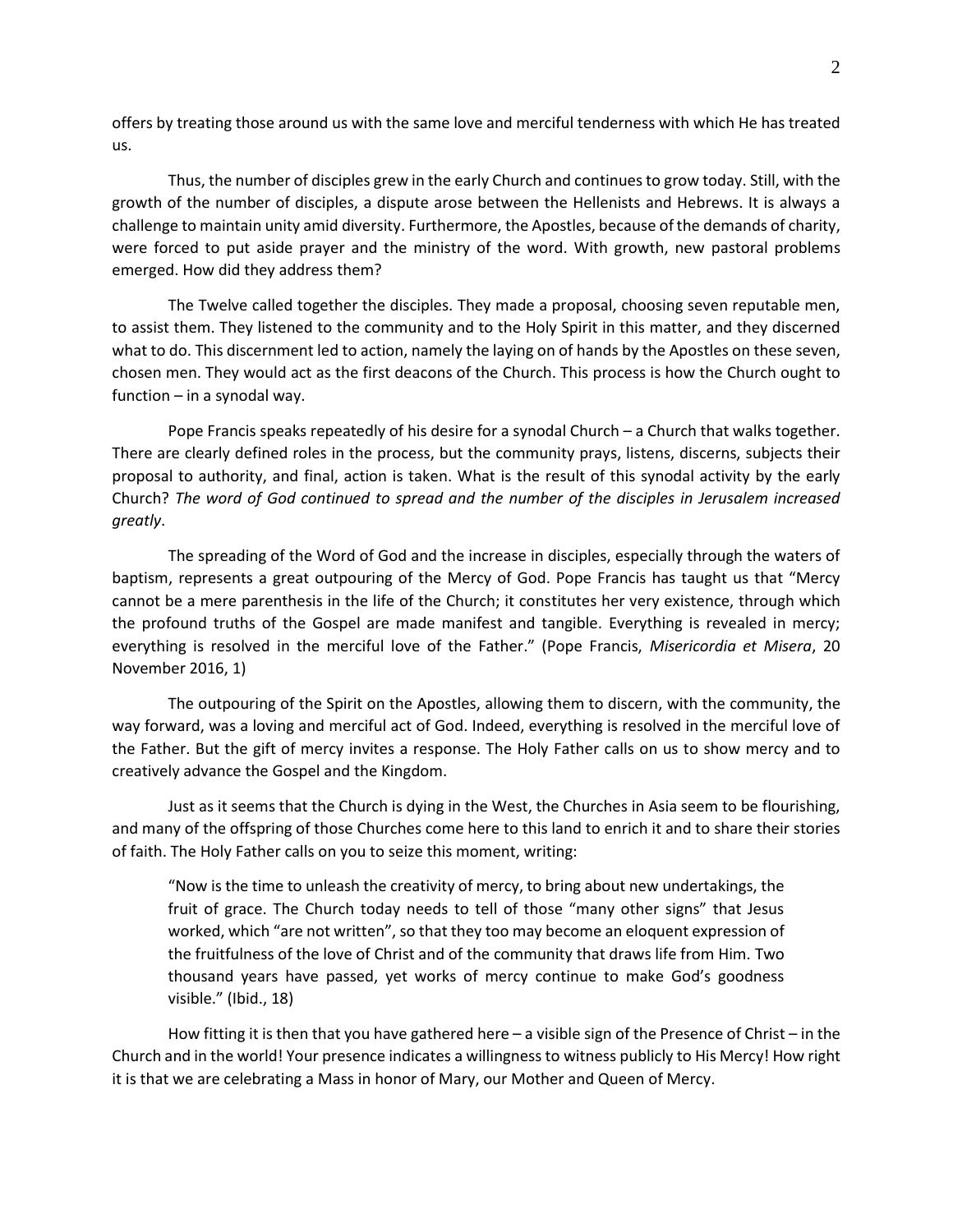offers by treating those around us with the same love and merciful tenderness with which He has treated us.

Thus, the number of disciples grew in the early Church and continues to grow today. Still, with the growth of the number of disciples, a dispute arose between the Hellenists and Hebrews. It is always a challenge to maintain unity amid diversity. Furthermore, the Apostles, because of the demands of charity, were forced to put aside prayer and the ministry of the word. With growth, new pastoral problems emerged. How did they address them?

The Twelve called together the disciples. They made a proposal, choosing seven reputable men, to assist them. They listened to the community and to the Holy Spirit in this matter, and they discerned what to do. This discernment led to action, namely the laying on of hands by the Apostles on these seven, chosen men. They would act as the first deacons of the Church. This process is how the Church ought to function – in a synodal way.

Pope Francis speaks repeatedly of his desire for a synodal Church – a Church that walks together. There are clearly defined roles in the process, but the community prays, listens, discerns, subjects their proposal to authority, and final, action is taken. What is the result of this synodal activity by the early Church? *The word of God continued to spread and the number of the disciples in Jerusalem increased greatly*.

The spreading of the Word of God and the increase in disciples, especially through the waters of baptism, represents a great outpouring of the Mercy of God. Pope Francis has taught us that "Mercy cannot be a mere parenthesis in the life of the Church; it constitutes her very existence, through which the profound truths of the Gospel are made manifest and tangible. Everything is revealed in mercy; everything is resolved in the merciful love of the Father." (Pope Francis, *Misericordia et Misera*, 20 November 2016, 1)

The outpouring of the Spirit on the Apostles, allowing them to discern, with the community, the way forward, was a loving and merciful act of God. Indeed, everything is resolved in the merciful love of the Father. But the gift of mercy invites a response. The Holy Father calls on us to show mercy and to creatively advance the Gospel and the Kingdom.

Just as it seems that the Church is dying in the West, the Churches in Asia seem to be flourishing, and many of the offspring of those Churches come here to this land to enrich it and to share their stories of faith. The Holy Father calls on you to seize this moment, writing:

> "Now is the time to unleash the creativity of mercy, to bring about new undertakings, the fruit of grace. The Church today needs to tell of those "many other signs" that Jesus worked, which "are not written", so that they too may become an eloquent expression of the fruitfulness of the love of Christ and of the community that draws life from Him. Two thousand years have passed, yet works of mercy continue to make God's goodness visible." (Ibid., 18)

How fitting it is then that you have gathered here – a visible sign of the Presence of Christ – in the Church and in the world! Your presence indicates a willingness to witness publicly to His Mercy! How right it is that we are celebrating a Mass in honor of Mary, our Mother and Queen of Mercy.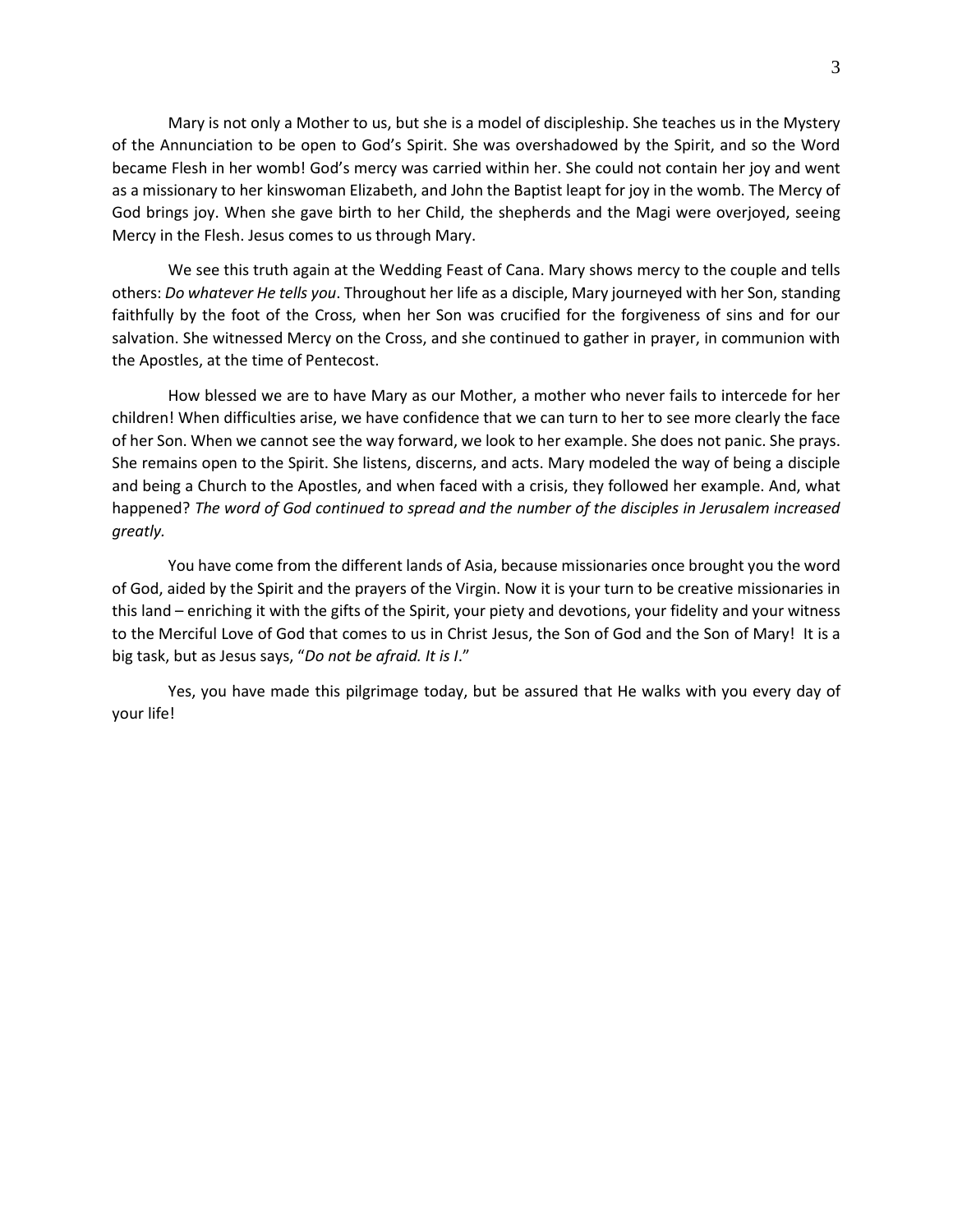Mary is not only a Mother to us, but she is a model of discipleship. She teaches us in the Mystery of the Annunciation to be open to God's Spirit. She was overshadowed by the Spirit, and so the Word became Flesh in her womb! God's mercy was carried within her. She could not contain her joy and went as a missionary to her kinswoman Elizabeth, and John the Baptist leapt for joy in the womb. The Mercy of God brings joy. When she gave birth to her Child, the shepherds and the Magi were overjoyed, seeing Mercy in the Flesh. Jesus comes to us through Mary.

We see this truth again at the Wedding Feast of Cana. Mary shows mercy to the couple and tells others: *Do whatever He tells you*. Throughout her life as a disciple, Mary journeyed with her Son, standing faithfully by the foot of the Cross, when her Son was crucified for the forgiveness of sins and for our salvation. She witnessed Mercy on the Cross, and she continued to gather in prayer, in communion with the Apostles, at the time of Pentecost.

How blessed we are to have Mary as our Mother, a mother who never fails to intercede for her children! When difficulties arise, we have confidence that we can turn to her to see more clearly the face of her Son. When we cannot see the way forward, we look to her example. She does not panic. She prays. She remains open to the Spirit. She listens, discerns, and acts. Mary modeled the way of being a disciple and being a Church to the Apostles, and when faced with a crisis, they followed her example. And, what happened? *The word of God continued to spread and the number of the disciples in Jerusalem increased greatly.*

You have come from the different lands of Asia, because missionaries once brought you the word of God, aided by the Spirit and the prayers of the Virgin. Now it is your turn to be creative missionaries in this land – enriching it with the gifts of the Spirit, your piety and devotions, your fidelity and your witness to the Merciful Love of God that comes to us in Christ Jesus, the Son of God and the Son of Mary! It is a big task, but as Jesus says, "*Do not be afraid. It is I*."

Yes, you have made this pilgrimage today, but be assured that He walks with you every day of your life!